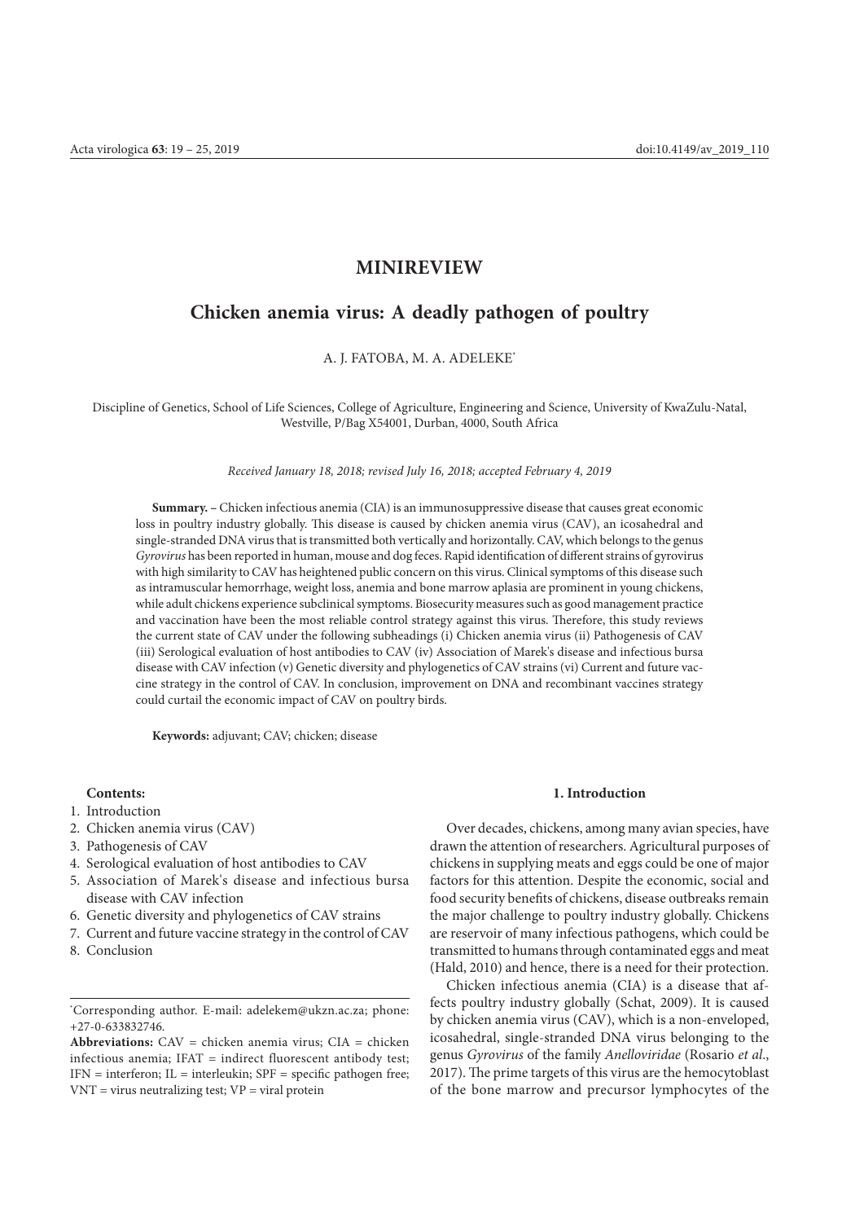# MINIREVIEW

## Chicken anemia virus: A deadly pathogen of poultry

A. J. FATOBA, M. A. ADELEKE*

Discipline of Genetics, School of Life Sciences, College of Agriculture, Engineering and Science, University of KwaZulu-Natal, Westville, P/Bag X54001, Durban, 4000, South Africa

*Received January 18, 2018; revised July 16, 2018; accepted February 4, 2019*

**Summary. –** Chicken infectious anemia (CIA) is an immunosuppressive disease that causes great economic loss in poultry industry globally. This disease is caused by chicken anemia virus (CAV), an icosahedral and single-stranded DNA virus that is transmitted both vertically and horizontally. CAV, which belongs to the genus *Gyrovirus* has been reported in human, mouse and dog feces. Rapid identification of different strains of gyrovirus with high similarity to CAV has heightened public concern on this virus. Clinical symptoms of this disease such as intramuscular hemorrhage, weight loss, anemia and bone marrow aplasia are prominent in young chickens, while adult chickens experience subclinical symptoms. Biosecurity measures such as good management practice and vaccination have been the most reliable control strategy against this virus. Therefore, this study reviews the current state of CAV under the following subheadings (i) Chicken anemia virus (ii) Pathogenesis of CAV (iii) Serological evaluation of host antibodies to CAV (iv) Association of Marek's disease and infectious bursa disease with CAV infection (v) Genetic diversity and phylogenetics of CAV strains (vi) Current and future vaccine strategy in the control of CAV. In conclusion, improvement on DNA and recombinant vaccines strategy could curtail the economic impact of CAV on poultry birds.

**Keywords:** adjuvant; CAV; chicken; disease

**Contents:**

1. Introduction
2. Chicken anemia virus (CAV)
3. Pathogenesis of CAV
4. Serological evaluation of host antibodies to CAV
5. Association of Marek's disease and infectious bursa disease with CAV infection
6. Genetic diversity and phylogenetics of CAV strains
7. Current and future vaccine strategy in the control of CAV
8. Conclusion

*Corresponding author. E-mail: adelekem@ukzn.ac.za; phone: +27-0-633832746.

**Abbreviations:** CAV = chicken anemia virus; CIA = chicken infectious anemia; IFAT = indirect fluorescent antibody test; IFN = interferon; IL = interleukin; SPF = specific pathogen free; VNT = virus neutralizing test; VP = viral protein

### 1. Introduction

Over decades, chickens, among many avian species, have drawn the attention of researchers. Agricultural purposes of chickens in supplying meats and eggs could be one of major factors for this attention. Despite the economic, social and food security benefits of chickens, disease outbreaks remain the major challenge to poultry industry globally. Chickens are reservoir of many infectious pathogens, which could be transmitted to humans through contaminated eggs and meat (Hald, 2010) and hence, there is a need for their protection.

Chicken infectious anemia (CIA) is a disease that affects poultry industry globally (Schat, 2009). It is caused by chicken anemia virus (CAV), which is a non-enveloped, icosahedral, single-stranded DNA virus belonging to the genus *Gyrovirus* of the family *Anelloviridae* (Rosario *et al*., 2017). The prime targets of this virus are the hemocytoblast of the bone marrow and precursor lymphocytes of the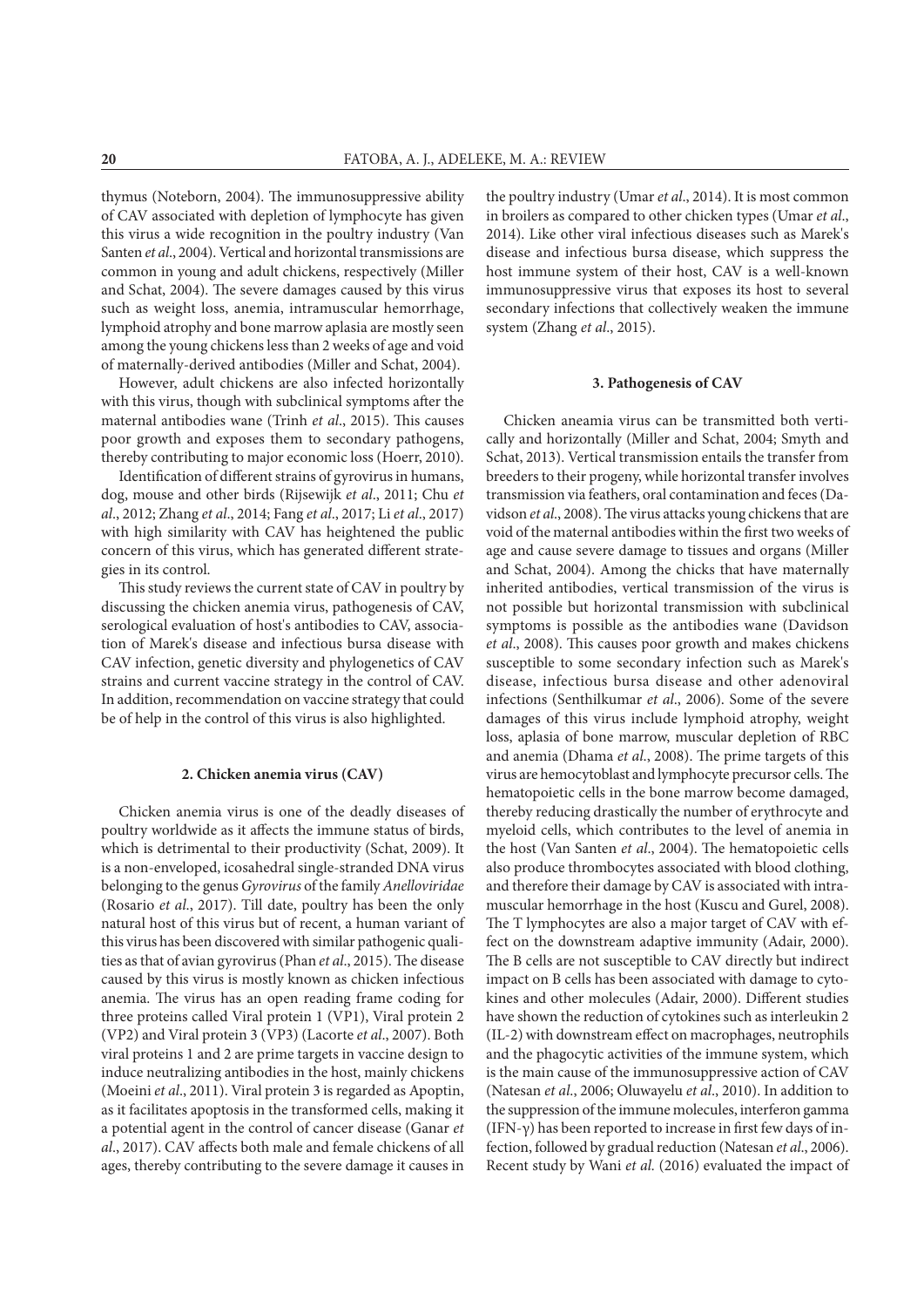thymus (Noteborn, 2004). The immunosuppressive ability of CAV associated with depletion of lymphocyte has given this virus a wide recognition in the poultry industry (Van Santen *et al*., 2004). Vertical and horizontal transmissions are common in young and adult chickens, respectively (Miller and Schat, 2004). The severe damages caused by this virus such as weight loss, anemia, intramuscular hemorrhage, lymphoid atrophy and bone marrow aplasia are mostly seen among the young chickens less than 2 weeks of age and void of maternally-derived antibodies (Miller and Schat, 2004).

However, adult chickens are also infected horizontally with this virus, though with subclinical symptoms after the maternal antibodies wane (Trinh *et al*., 2015). This causes poor growth and exposes them to secondary pathogens, thereby contributing to major economic loss (Hoerr, 2010).

Identification of different strains of gyrovirus in humans, dog, mouse and other birds (Rijsewijk *et al*., 2011; Chu *et al*., 2012; Zhang *et al*., 2014; Fang *et al*., 2017; Li *et al*., 2017) with high similarity with CAV has heightened the public concern of this virus, which has generated different strategies in its control.

This study reviews the current state of CAV in poultry by discussing the chicken anemia virus, pathogenesis of CAV, serological evaluation of host's antibodies to CAV, association of Marek's disease and infectious bursa disease with CAV infection, genetic diversity and phylogenetics of CAV strains and current vaccine strategy in the control of CAV. In addition, recommendation on vaccine strategy that could be of help in the control of this virus is also highlighted.

## 2. Chicken anemia virus (CAV)

Chicken anemia virus is one of the deadly diseases of poultry worldwide as it affects the immune status of birds, which is detrimental to their productivity (Schat, 2009). It is a non-enveloped, icosahedral single-stranded DNA virus belonging to the genus *Gyrovirus* of the family *Anelloviridae* (Rosario *et al*., 2017). Till date, poultry has been the only natural host of this virus but of recent, a human variant of this virus has been discovered with similar pathogenic qualities as that of avian gyrovirus (Phan *et al*., 2015). The disease caused by this virus is mostly known as chicken infectious anemia. The virus has an open reading frame coding for three proteins called Viral protein 1 (VP1), Viral protein 2 (VP2) and Viral protein 3 (VP3) (Lacorte *et al*., 2007). Both viral proteins 1 and 2 are prime targets in vaccine design to induce neutralizing antibodies in the host, mainly chickens (Moeini *et al*., 2011). Viral protein 3 is regarded as Apoptin, as it facilitates apoptosis in the transformed cells, making it a potential agent in the control of cancer disease (Ganar *et al*., 2017). CAV affects both male and female chickens of all ages, thereby contributing to the severe damage it causes in the poultry industry (Umar *et al*., 2014). It is most common in broilers as compared to other chicken types (Umar *et al*., 2014). Like other viral infectious diseases such as Marek's disease and infectious bursa disease, which suppress the host immune system of their host, CAV is a well-known immunosuppressive virus that exposes its host to several secondary infections that collectively weaken the immune system (Zhang *et al*., 2015).

## 3. Pathogenesis of CAV

Chicken aneamia virus can be transmitted both vertically and horizontally (Miller and Schat, 2004; Smyth and Schat, 2013). Vertical transmission entails the transfer from breeders to their progeny, while horizontal transfer involves transmission via feathers, oral contamination and feces (Davidson *et al*., 2008). The virus attacks young chickens that are void of the maternal antibodies within the first two weeks of age and cause severe damage to tissues and organs (Miller and Schat, 2004). Among the chicks that have maternally inherited antibodies, vertical transmission of the virus is not possible but horizontal transmission with subclinical symptoms is possible as the antibodies wane (Davidson *et al*., 2008). This causes poor growth and makes chickens susceptible to some secondary infection such as Marek's disease, infectious bursa disease and other adenoviral infections (Senthilkumar *et al*., 2006). Some of the severe damages of this virus include lymphoid atrophy, weight loss, aplasia of bone marrow, muscular depletion of RBC and anemia (Dhama *et al*., 2008). The prime targets of this virus are hemocytoblast and lymphocyte precursor cells. The hematopoietic cells in the bone marrow become damaged, thereby reducing drastically the number of erythrocyte and myeloid cells, which contributes to the level of anemia in the host (Van Santen *et al*., 2004). The hematopoietic cells also produce thrombocytes associated with blood clothing, and therefore their damage by CAV is associated with intramuscular hemorrhage in the host (Kuscu and Gurel, 2008). The T lymphocytes are also a major target of CAV with effect on the downstream adaptive immunity (Adair, 2000). The B cells are not susceptible to CAV directly but indirect impact on B cells has been associated with damage to cytokines and other molecules (Adair, 2000). Different studies have shown the reduction of cytokines such as interleukin 2 (IL-2) with downstream effect on macrophages, neutrophils and the phagocytic activities of the immune system, which is the main cause of the immunosuppressive action of CAV (Natesan *et al*., 2006; Oluwayelu *et al*., 2010). In addition to the suppression of the immune molecules, interferon gamma (IFN-γ) has been reported to increase in first few days of infection, followed by gradual reduction (Natesan *et al*., 2006). Recent study by Wani *et al.* (2016) evaluated the impact of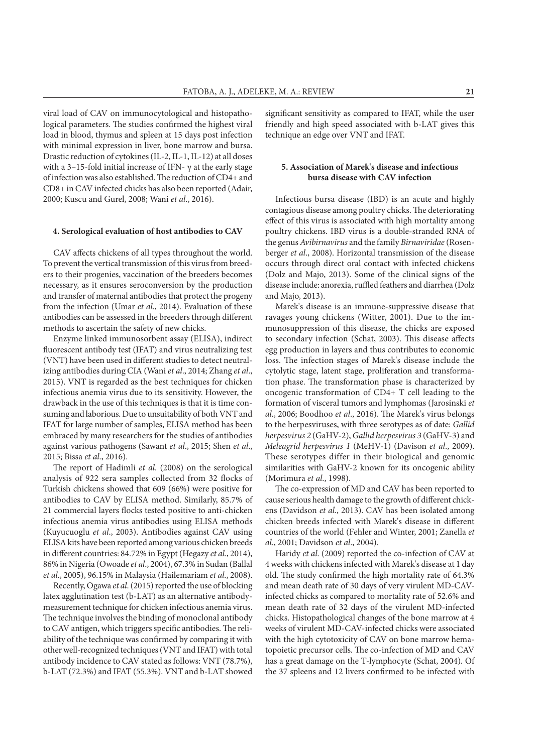viral load of CAV on immunocytological and histopathological parameters. The studies confirmed the highest viral load in blood, thymus and spleen at 15 days post infection with minimal expression in liver, bone marrow and bursa. Drastic reduction of cytokines (IL-2, IL-1, IL-12) at all doses with a 3–15-fold initial increase of IFN- γ at the early stage of infection was also established. The reduction of CD4+ and CD8+ in CAV infected chicks has also been reported (Adair, 2000; Kuscu and Gurel, 2008; Wani *et al*., 2016).

#### 4. Serological evaluation of host antibodies to CAV

CAV affects chickens of all types throughout the world. To prevent the vertical transmission of this virus from breeders to their progenies, vaccination of the breeders becomes necessary, as it ensures seroconversion by the production and transfer of maternal antibodies that protect the progeny from the infection (Umar *et al*., 2014). Evaluation of these antibodies can be assessed in the breeders through different methods to ascertain the safety of new chicks.

Enzyme linked immunosorbent assay (ELISA), indirect fluorescent antibody test (IFAT) and virus neutralizing test (VNT) have been used in different studies to detect neutralizing antibodies during CIA (Wani *et al*., 2014; Zhang *et al*., 2015). VNT is regarded as the best techniques for chicken infectious anemia virus due to its sensitivity. However, the drawback in the use of this techniques is that it is time consuming and laborious. Due to unsuitability of both VNT and IFAT for large number of samples, ELISA method has been embraced by many researchers for the studies of antibodies against various pathogens (Sawant *et al*., 2015; Shen *et al*., 2015; Bissa *et al*., 2016).

The report of Hadimli *et al*. (2008) on the serological analysis of 922 sera samples collected from 32 flocks of Turkish chickens showed that 609 (66%) were positive for antibodies to CAV by ELISA method. Similarly, 85.7% of 21 commercial layers flocks tested positive to anti-chicken infectious anemia virus antibodies using ELISA methods (Kuyucuoglu *et al*., 2003). Antibodies against CAV using ELISA kits have been reported among various chicken breeds in different countries: 84.72% in Egypt (Hegazy *et al*., 2014), 86% in Nigeria (Owoade *et al*., 2004), 67.3% in Sudan (Ballal *et al*., 2005), 96.15% in Malaysia (Hailemariam *et al*., 2008).

Recently, Ogawa *et al*. (2015) reported the use of blocking latex agglutination test (b-LAT) as an alternative antibody-measurement technique for chicken infectious anemia virus. The technique involves the binding of monoclonal antibody to CAV antigen, which triggers specific antibodies. The reliability of the technique was confirmed by comparing it with other well-recognized techniques (VNT and IFAT) with total antibody incidence to CAV stated as follows: VNT (78.7%), b-LAT (72.3%) and IFAT (55.3%). VNT and b-LAT showed significant sensitivity as compared to IFAT, while the user friendly and high speed associated with b-LAT gives this technique an edge over VNT and IFAT.

#### 5. Association of Marek's disease and infectious bursa disease with CAV infection

Infectious bursa disease (IBD) is an acute and highly contagious disease among poultry chicks. The deteriorating effect of this virus is associated with high mortality among poultry chickens. IBD virus is a double-stranded RNA of the genus *Avibirnavirus* and the family *Birnaviridae* (Rosenberger *et al*., 2008). Horizontal transmission of the disease occurs through direct oral contact with infected chickens (Dolz and Majo, 2013). Some of the clinical signs of the disease include: anorexia, ruffled feathers and diarrhea (Dolz and Majo, 2013).

Marek's disease is an immune-suppressive disease that ravages young chickens (Witter, 2001). Due to the immunosuppression of this disease, the chicks are exposed to secondary infection (Schat, 2003). This disease affects egg production in layers and thus contributes to economic loss. The infection stages of Marek's disease include the cytolytic stage, latent stage, proliferation and transformation phase. The transformation phase is characterized by oncogenic transformation of CD4+ T cell leading to the formation of visceral tumors and lymphomas (Jarosinski *et al*., 2006; Boodhoo *et al*., 2016). The Marek's virus belongs to the herpesviruses, with three serotypes as of date: *Gallid herpesvirus 2* (GaHV-2), *Gallid herpesvirus 3* (GaHV-3) and *Meleagrid herpesvirus 1* (MeHV-1) (Davison *et al*., 2009). These serotypes differ in their biological and genomic similarities with GaHV-2 known for its oncogenic ability (Morimura *et al*., 1998).

The co-expression of MD and CAV has been reported to cause serious health damage to the growth of different chickens (Davidson *et al*., 2013). CAV has been isolated among chicken breeds infected with Marek's disease in different countries of the world (Fehler and Winter, 2001; Zanella *et al*., 2001; Davidson *et al*., 2004).

Haridy *et al*. (2009) reported the co-infection of CAV at 4 weeks with chickens infected with Marek's disease at 1 day old. The study confirmed the high mortality rate of 64.3% and mean death rate of 30 days of very virulent MD-CAV-infected chicks as compared to mortality rate of 52.6% and mean death rate of 32 days of the virulent MD-infected chicks. Histopathological changes of the bone marrow at 4 weeks of virulent MD-CAV-infected chicks were associated with the high cytotoxicity of CAV on bone marrow hematopoietic precursor cells. The co-infection of MD and CAV has a great damage on the T-lymphocyte (Schat, 2004). Of the 37 spleens and 12 livers confirmed to be infected with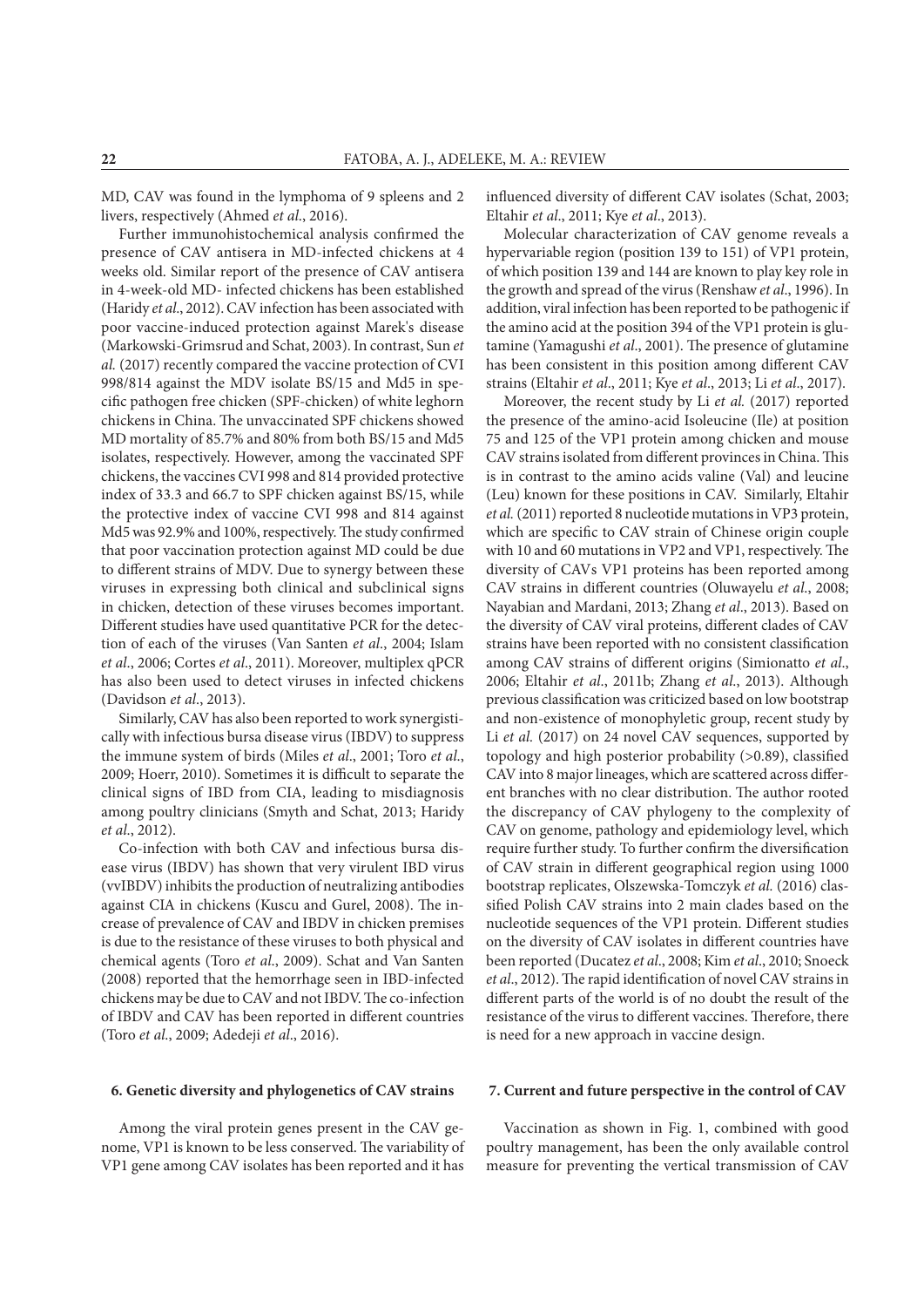MD, CAV was found in the lymphoma of 9 spleens and 2 livers, respectively (Ahmed *et al*., 2016).

Further immunohistochemical analysis confirmed the presence of CAV antisera in MD-infected chickens at 4 weeks old. Similar report of the presence of CAV antisera in 4-week-old MD- infected chickens has been established (Haridy *et al*., 2012). CAV infection has been associated with poor vaccine-induced protection against Marek's disease (Markowski-Grimsrud and Schat, 2003). In contrast, Sun *et al.* (2017) recently compared the vaccine protection of CVI 998/814 against the MDV isolate BS/15 and Md5 in specific pathogen free chicken (SPF-chicken) of white leghorn chickens in China. The unvaccinated SPF chickens showed MD mortality of 85.7% and 80% from both BS/15 and Md5 isolates, respectively. However, among the vaccinated SPF chickens, the vaccines CVI 998 and 814 provided protective index of 33.3 and 66.7 to SPF chicken against BS/15, while the protective index of vaccine CVI 998 and 814 against Md5 was 92.9% and 100%, respectively. The study confirmed that poor vaccination protection against MD could be due to different strains of MDV. Due to synergy between these viruses in expressing both clinical and subclinical signs in chicken, detection of these viruses becomes important. Different studies have used quantitative PCR for the detection of each of the viruses (Van Santen *et al*., 2004; Islam *et al*., 2006; Cortes *et al*., 2011). Moreover, multiplex qPCR has also been used to detect viruses in infected chickens (Davidson *et al*., 2013).

Similarly, CAV has also been reported to work synergistically with infectious bursa disease virus (IBDV) to suppress the immune system of birds (Miles *et al*., 2001; Toro *et al.*, 2009; Hoerr, 2010). Sometimes it is difficult to separate the clinical signs of IBD from CIA, leading to misdiagnosis among poultry clinicians (Smyth and Schat, 2013; Haridy *et al*., 2012).

Co-infection with both CAV and infectious bursa disease virus (IBDV) has shown that very virulent IBD virus (vvIBDV) inhibits the production of neutralizing antibodies against CIA in chickens (Kuscu and Gurel, 2008). The increase of prevalence of CAV and IBDV in chicken premises is due to the resistance of these viruses to both physical and chemical agents (Toro *et al*., 2009). Schat and Van Santen (2008) reported that the hemorrhage seen in IBD-infected chickens may be due to CAV and not IBDV. The co-infection of IBDV and CAV has been reported in different countries (Toro *et al*., 2009; Adedeji *et al*., 2016).

## 6. Genetic diversity and phylogenetics of CAV strains

Among the viral protein genes present in the CAV genome, VP1 is known to be less conserved. The variability of VP1 gene among CAV isolates has been reported and it has influenced diversity of different CAV isolates (Schat, 2003; Eltahir *et al*., 2011; Kye *et al*., 2013).

Molecular characterization of CAV genome reveals a hypervariable region (position 139 to 151) of VP1 protein, of which position 139 and 144 are known to play key role in the growth and spread of the virus (Renshaw *et al*., 1996). In addition, viral infection has been reported to be pathogenic if the amino acid at the position 394 of the VP1 protein is glutamine (Yamagushi *et al*., 2001). The presence of glutamine has been consistent in this position among different CAV strains (Eltahir *et al*., 2011; Kye *et al*., 2013; Li *et al*., 2017).

Moreover, the recent study by Li *et al.* (2017) reported the presence of the amino-acid Isoleucine (Ile) at position 75 and 125 of the VP1 protein among chicken and mouse CAV strains isolated from different provinces in China. This is in contrast to the amino acids valine (Val) and leucine (Leu) known for these positions in CAV. Similarly, Eltahir *et al.* (2011) reported 8 nucleotide mutations in VP3 protein, which are specific to CAV strain of Chinese origin couple with 10 and 60 mutations in VP2 and VP1, respectively. The diversity of CAVs VP1 proteins has been reported among CAV strains in different countries (Oluwayelu *et al*., 2008; Nayabian and Mardani, 2013; Zhang *et al*., 2013). Based on the diversity of CAV viral proteins, different clades of CAV strains have been reported with no consistent classification among CAV strains of different origins (Simionatto *et al*., 2006; Eltahir *et al*., 2011b; Zhang *et al*., 2013). Although previous classification was criticized based on low bootstrap and non-existence of monophyletic group, recent study by Li *et al.* (2017) on 24 novel CAV sequences, supported by topology and high posterior probability (>0.89), classified CAV into 8 major lineages, which are scattered across different branches with no clear distribution. The author rooted the discrepancy of CAV phylogeny to the complexity of CAV on genome, pathology and epidemiology level, which require further study. To further confirm the diversification of CAV strain in different geographical region using 1000 bootstrap replicates, Olszewska-Tomczyk *et al.* (2016) classified Polish CAV strains into 2 main clades based on the nucleotide sequences of the VP1 protein. Different studies on the diversity of CAV isolates in different countries have been reported (Ducatez *et al*., 2008; Kim *et al*., 2010; Snoeck *et al*., 2012). The rapid identification of novel CAV strains in different parts of the world is of no doubt the result of the resistance of the virus to different vaccines. Therefore, there is need for a new approach in vaccine design.

## 7. Current and future perspective in the control of CAV

Vaccination as shown in Fig. 1, combined with good poultry management, has been the only available control measure for preventing the vertical transmission of CAV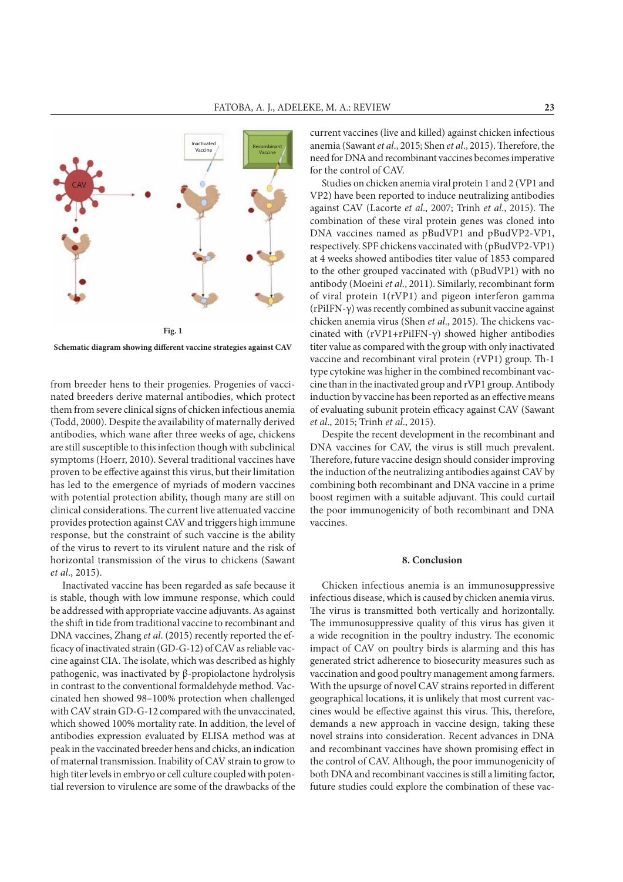Fig. 1

**Schematic diagram showing different vaccine strategies against CAV**

from breeder hens to their progenies. Progenies of vaccinated breeders derive maternal antibodies, which protect them from severe clinical signs of chicken infectious anemia (Todd, 2000). Despite the availability of maternally derived antibodies, which wane after three weeks of age, chickens are still susceptible to this infection though with subclinical symptoms (Hoerr, 2010). Several traditional vaccines have proven to be effective against this virus, but their limitation has led to the emergence of myriads of modern vaccines with potential protection ability, though many are still on clinical considerations. The current live attenuated vaccine provides protection against CAV and triggers high immune response, but the constraint of such vaccine is the ability of the virus to revert to its virulent nature and the risk of horizontal transmission of the virus to chickens (Sawant *et al.*, 2015).

Inactivated vaccine has been regarded as safe because it is stable, though with low immune response, which could be addressed with appropriate vaccine adjuvants. As against the shift in tide from traditional vaccine to recombinant and DNA vaccines, Zhang *et al.* (2015) recently reported the efficacy of inactivated strain (GD-G-12) of CAV as reliable vaccine against CIA. The isolate, which was described as highly pathogenic, was inactivated by β-propiolactone hydrolysis in contrast to the conventional formaldehyde method. Vaccinated hen showed 98–100% protection when challenged with CAV strain GD-G-12 compared with the unvaccinated, which showed 100% mortality rate. In addition, the level of antibodies expression evaluated by ELISA method was at peak in the vaccinated breeder hens and chicks, an indication of maternal transmission. Inability of CAV strain to grow to high titer levels in embryo or cell culture coupled with potential reversion to virulence are some of the drawbacks of the current vaccines (live and killed) against chicken infectious anemia (Sawant *et al.*, 2015; Shen *et al.*, 2015). Therefore, the need for DNA and recombinant vaccines becomes imperative for the control of CAV.

Studies on chicken anemia viral protein 1 and 2 (VP1 and VP2) have been reported to induce neutralizing antibodies against CAV (Lacorte *et al.*, 2007; Trinh *et al.*, 2015). The combination of these viral protein genes was cloned into DNA vaccines named as pBudVP1 and pBudVP2-VP1, respectively. SPF chickens vaccinated with (pBudVP2-VP1) at 4 weeks showed antibodies titer value of 1853 compared to the other grouped vaccinated with (pBudVP1) with no antibody (Moeini *et al.*, 2011). Similarly, recombinant form of viral protein 1(rVP1) and pigeon interferon gamma (rPiIFN-γ) was recently combined as subunit vaccine against chicken anemia virus (Shen *et al.*, 2015). The chickens vaccinated with (rVP1+rPiIFN-γ) showed higher antibodies titer value as compared with the group with only inactivated vaccine and recombinant viral protein (rVP1) group. Th-1 type cytokine was higher in the combined recombinant vaccine than in the inactivated group and rVP1 group. Antibody induction by vaccine has been reported as an effective means of evaluating subunit protein efficacy against CAV (Sawant *et al.*, 2015; Trinh *et al.*, 2015).

Despite the recent development in the recombinant and DNA vaccines for CAV, the virus is still much prevalent. Therefore, future vaccine design should consider improving the induction of the neutralizing antibodies against CAV by combining both recombinant and DNA vaccine in a prime boost regimen with a suitable adjuvant. This could curtail the poor immunogenicity of both recombinant and DNA vaccines.

## 8. Conclusion

Chicken infectious anemia is an immunosuppressive infectious disease, which is caused by chicken anemia virus. The virus is transmitted both vertically and horizontally. The immunosuppressive quality of this virus has given it a wide recognition in the poultry industry. The economic impact of CAV on poultry birds is alarming and this has generated strict adherence to biosecurity measures such as vaccination and good poultry management among farmers. With the upsurge of novel CAV strains reported in different geographical locations, it is unlikely that most current vaccines would be effective against this virus. This, therefore, demands a new approach in vaccine design, taking these novel strains into consideration. Recent advances in DNA and recombinant vaccines have shown promising effect in the control of CAV. Although, the poor immunogenicity of both DNA and recombinant vaccines is still a limiting factor, future studies could explore the combination of these vac-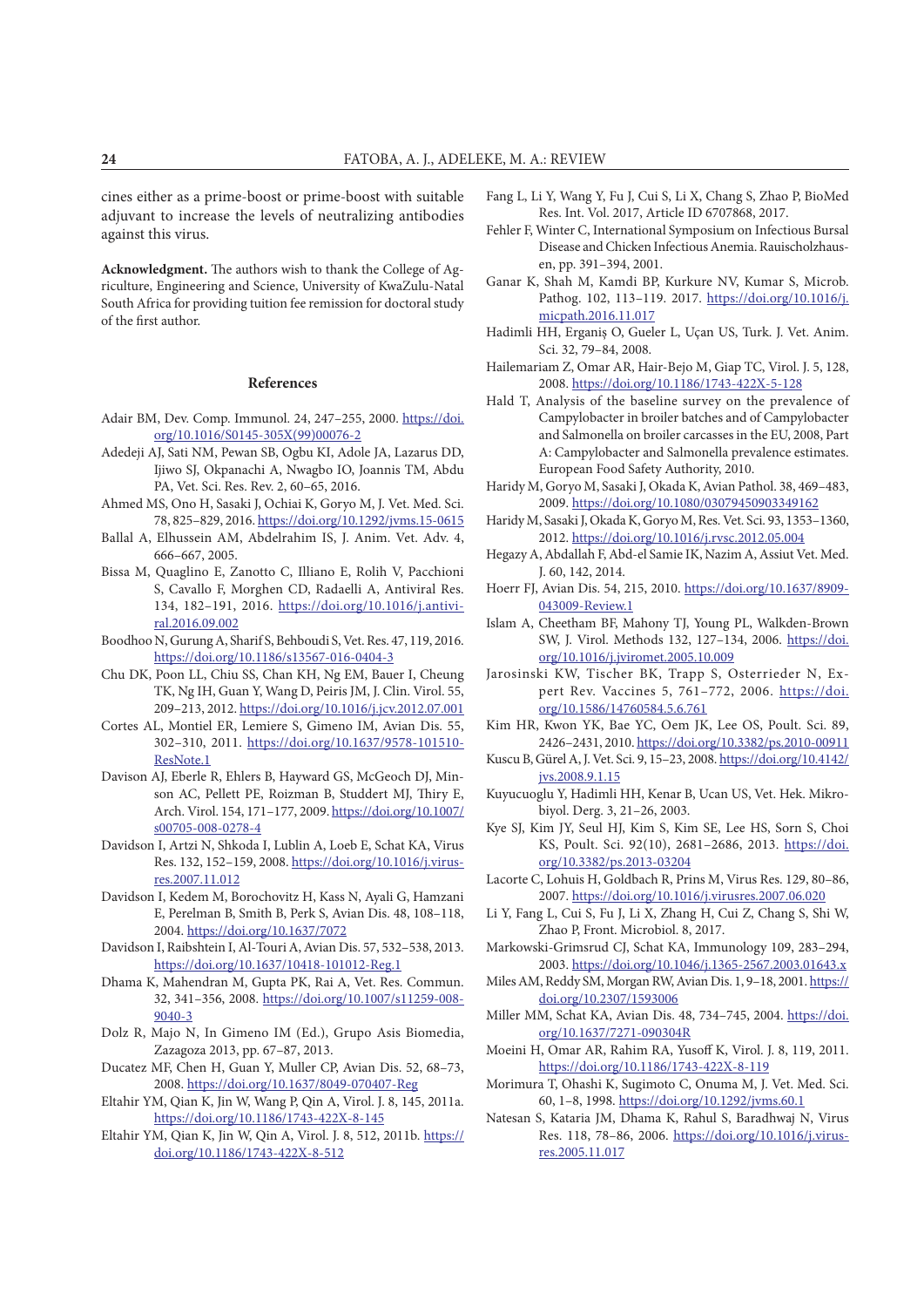cines either as a prime-boost or prime-boost with suitable adjuvant to increase the levels of neutralizing antibodies against this virus.

**Acknowledgment.** The authors wish to thank the College of Agriculture, Engineering and Science, University of KwaZulu-Natal South Africa for providing tuition fee remission for doctoral study of the first author.

## References

Adair BM, Dev. Comp. Immunol. 24, 247–255, 2000. https://doi.org/10.1016/S0145-305X(99)00076-2

Adedeji AJ, Sati NM, Pewan SB, Ogbu KI, Adole JA, Lazarus DD, Ijiwo SJ, Okpanachi A, Nwagbo IO, Joannis TM, Abdu PA, Vet. Sci. Res. Rev. 2, 60–65, 2016.

Ahmed MS, Ono H, Sasaki J, Ochiai K, Goryo M, J. Vet. Med. Sci. 78, 825–829, 2016. https://doi.org/10.1292/jvms.15-0615

Ballal A, Elhussein AM, Abdelrahim IS, J. Anim. Vet. Adv. 4, 666–667, 2005.

Bissa M, Quaglino E, Zanotto C, Illiano E, Rolih V, Pacchioni S, Cavallo F, Morghen CD, Radaelli A, Antiviral Res. 134, 182–191, 2016. https://doi.org/10.1016/j.antiviral.2016.09.002

Boodhoo N, Gurung A, Sharif S, Behboudi S, Vet. Res. 47, 119, 2016. https://doi.org/10.1186/s13567-016-0404-3

Chu DK, Poon LL, Chiu SS, Chan KH, Ng EM, Bauer I, Cheung TK, Ng IH, Guan Y, Wang D, Peiris JM, J. Clin. Virol. 55, 209–213, 2012. https://doi.org/10.1016/j.jcv.2012.07.001

Cortes AL, Montiel ER, Lemiere S, Gimeno IM, Avian Dis. 55, 302–310, 2011. https://doi.org/10.1637/9578-101510-ResNote.1

Davison AJ, Eberle R, Ehlers B, Hayward GS, McGeoch DJ, Minson AC, Pellett PE, Roizman B, Studdert MJ, Thiry E, Arch. Virol. 154, 171–177, 2009. https://doi.org/10.1007/s00705-008-0278-4

Davidson I, Artzi N, Shkoda I, Lublin A, Loeb E, Schat KA, Virus Res. 132, 152–159, 2008. https://doi.org/10.1016/j.virusres.2007.11.012

Davidson I, Kedem M, Borochovitz H, Kass N, Ayali G, Hamzani E, Perelman B, Smith B, Perk S, Avian Dis. 48, 108–118, 2004. https://doi.org/10.1637/7072

Davidson I, Raibshtein I, Al-Touri A, Avian Dis. 57, 532–538, 2013. https://doi.org/10.1637/10418-101012-Reg.1

Dhama K, Mahendran M, Gupta PK, Rai A, Vet. Res. Commun. 32, 341–356, 2008. https://doi.org/10.1007/s11259-008-9040-3

Dolz R, Majo N, In Gimeno IM (Ed.), Grupo Asis Biomedia, Zazagoza 2013, pp. 67–87, 2013.

Ducatez MF, Chen H, Guan Y, Muller CP, Avian Dis. 52, 68–73, 2008. https://doi.org/10.1637/8049-070407-Reg

Eltahir YM, Qian K, Jin W, Wang P, Qin A, Virol. J. 8, 145, 2011a. https://doi.org/10.1186/1743-422X-8-145

Eltahir YM, Qian K, Jin W, Qin A, Virol. J. 8, 512, 2011b. https://doi.org/10.1186/1743-422X-8-512

Fang L, Li Y, Wang Y, Fu J, Cui S, Li X, Chang S, Zhao P, BioMed Res. Int. Vol. 2017, Article ID 6707868, 2017.

Fehler F, Winter C, International Symposium on Infectious Bursal Disease and Chicken Infectious Anemia. Rauischolzhausen, pp. 391–394, 2001.

Ganar K, Shah M, Kamdi BP, Kurkure NV, Kumar S, Microb. Pathog. 102, 113–119. 2017. https://doi.org/10.1016/j.micpath.2016.11.017

Hadimli HH, Erganiş O, Gueler L, Uçan US, Turk. J. Vet. Anim. Sci. 32, 79–84, 2008.

Hailemariam Z, Omar AR, Hair-Bejo M, Giap TC, Virol. J. 5, 128, 2008. https://doi.org/10.1186/1743-422X-5-128

Hald T, Analysis of the baseline survey on the prevalence of Campylobacter in broiler batches and of Campylobacter and Salmonella on broiler carcasses in the EU, 2008, Part A: Campylobacter and Salmonella prevalence estimates. European Food Safety Authority, 2010.

Haridy M, Goryo M, Sasaki J, Okada K, Avian Pathol. 38, 469–483, 2009. https://doi.org/10.1080/03079450903349162

Haridy M, Sasaki J, Okada K, Goryo M, Res. Vet. Sci. 93, 1353–1360, 2012. https://doi.org/10.1016/j.rvsc.2012.05.004

Hegazy A, Abdallah F, Abd-el Samie IK, Nazim A, Assiut Vet. Med. J. 60, 142, 2014.

Hoerr FJ, Avian Dis. 54, 215, 2010. https://doi.org/10.1637/8909-043009-Review.1

Islam A, Cheetham BF, Mahony TJ, Young PL, Walkden-Brown SW, J. Virol. Methods 132, 127–134, 2006. https://doi.org/10.1016/j.jviromet.2005.10.009

Jarosinski KW, Tischer BK, Trapp S, Osterrieder N, Expert Rev. Vaccines 5, 761–772, 2006. https://doi.org/10.1586/14760584.5.6.761

Kim HR, Kwon YK, Bae YC, Oem JK, Lee OS, Poult. Sci. 89, 2426–2431, 2010. https://doi.org/10.3382/ps.2010-00911

Kuscu B, Gürel A, J. Vet. Sci. 9, 15–23, 2008. https://doi.org/10.4142/jvs.2008.9.1.15

Kuyucuoglu Y, Hadimli HH, Kenar B, Ucan US, Vet. Hek. Mikrobiyol. Derg. 3, 21–26, 2003.

Kye SJ, Kim JY, Seul HJ, Kim S, Kim SE, Lee HS, Sorn S, Choi KS, Poult. Sci. 92(10), 2681–2686, 2013. https://doi.org/10.3382/ps.2013-03204

Lacorte C, Lohuis H, Goldbach R, Prins M, Virus Res. 129, 80–86, 2007. https://doi.org/10.1016/j.virusres.2007.06.020

Li Y, Fang L, Cui S, Fu J, Li X, Zhang H, Cui Z, Chang S, Shi W, Zhao P, Front. Microbiol. 8, 2017.

Markowski-Grimsrud CJ, Schat KA, Immunology 109, 283–294, 2003. https://doi.org/10.1046/j.1365-2567.2003.01643.x

Miles AM, Reddy SM, Morgan RW, Avian Dis. 1, 9–18, 2001. https://doi.org/10.2307/1593006

Miller MM, Schat KA, Avian Dis. 48, 734–745, 2004. https://doi.org/10.1637/7271-090304R

Moeini H, Omar AR, Rahim RA, Yusoff K, Virol. J. 8, 119, 2011. https://doi.org/10.1186/1743-422X-8-119

Morimura T, Ohashi K, Sugimoto C, Onuma M, J. Vet. Med. Sci. 60, 1–8, 1998. https://doi.org/10.1292/jvms.60.1

Natesan S, Kataria JM, Dhama K, Rahul S, Baradhwaj N, Virus Res. 118, 78–86, 2006. https://doi.org/10.1016/j.virusres.2005.11.017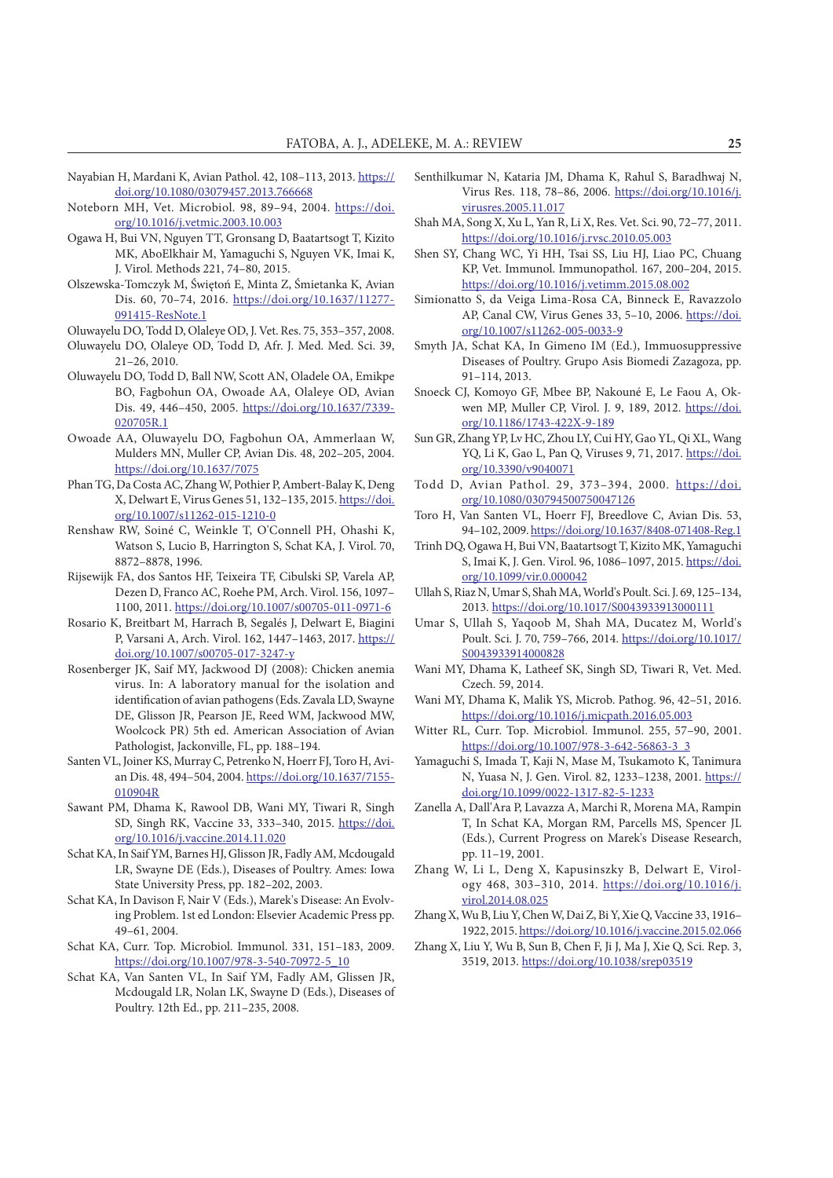Nayabian H, Mardani K, Avian Pathol. 42, 108–113, 2013. https://doi.org/10.1080/03079457.2013.766668

Noteborn MH, Vet. Microbiol. 98, 89–94, 2004. https://doi.org/10.1016/j.vetmic.2003.10.003

Ogawa H, Bui VN, Nguyen TT, Gronsang D, Baatartsogt T, Kizito MK, AboElkhair M, Yamaguchi S, Nguyen VK, Imai K, J. Virol. Methods 221, 74–80, 2015.

Olszewska-Tomczyk M, Świętoń E, Minta Z, Śmietanka K, Avian Dis. 60, 70–74, 2016. https://doi.org/10.1637/11277-091415-ResNote.1

Oluwayelu DO, Todd D, Olaleye OD, J. Vet. Res. 75, 353–357, 2008.

Oluwayelu DO, Olaleye OD, Todd D, Afr. J. Med. Med. Sci. 39, 21–26, 2010.

Oluwayelu DO, Todd D, Ball NW, Scott AN, Oladele OA, Emikpe BO, Fagbohun OA, Owoade AA, Olaleye OD, Avian Dis. 49, 446–450, 2005. https://doi.org/10.1637/7339-020705R.1

Owoade AA, Oluwayelu DO, Fagbohun OA, Ammerlaan W, Mulders MN, Muller CP, Avian Dis. 48, 202–205, 2004. https://doi.org/10.1637/7075

Phan TG, Da Costa AC, Zhang W, Pothier P, Ambert-Balay K, Deng X, Delwart E, Virus Genes 51, 132–135, 2015. https://doi.org/10.1007/s11262-015-1210-0

Renshaw RW, Soiné C, Weinkle T, O'Connell PH, Ohashi K, Watson S, Lucio B, Harrington S, Schat KA, J. Virol. 70, 8872–8878, 1996.

Rijsewijk FA, dos Santos HF, Teixeira TF, Cibulski SP, Varela AP, Dezen D, Franco AC, Roehe PM, Arch. Virol. 156, 1097–1100, 2011. https://doi.org/10.1007/s00705-011-0971-6

Rosario K, Breitbart M, Harrach B, Segalés J, Delwart E, Biagini P, Varsani A, Arch. Virol. 162, 1447–1463, 2017. https://doi.org/10.1007/s00705-017-3247-y

Rosenberger JK, Saif MY, Jackwood DJ (2008): Chicken anemia virus. In: A laboratory manual for the isolation and identification of avian pathogens (Eds. Zavala LD, Swayne DE, Glisson JR, Pearson JE, Reed WM, Jackwood MW, Woolcock PR) 5th ed. American Association of Avian Pathologist, Jackonville, FL, pp. 188–194.

Santen VL, Joiner KS, Murray C, Petrenko N, Hoerr FJ, Toro H, Avian Dis. 48, 494–504, 2004. https://doi.org/10.1637/7155-010904R

Sawant PM, Dhama K, Rawool DB, Wani MY, Tiwari R, Singh SD, Singh RK, Vaccine 33, 333–340, 2015. https://doi.org/10.1016/j.vaccine.2014.11.020

Schat KA, In Saif YM, Barnes HJ, Glisson JR, Fadly AM, Mcdougald LR, Swayne DE (Eds.), Diseases of Poultry. Ames: Iowa State University Press, pp. 182–202, 2003.

Schat KA, In Davison F, Nair V (Eds.), Marek's Disease: An Evolving Problem. 1st ed London: Elsevier Academic Press pp. 49–61, 2004.

Schat KA, Curr. Top. Microbiol. Immunol. 331, 151–183, 2009. https://doi.org/10.1007/978-3-540-70972-5_10

Schat KA, Van Santen VL, In Saif YM, Fadly AM, Glissen JR, Mcdougald LR, Nolan LK, Swayne D (Eds.), Diseases of Poultry. 12th Ed., pp. 211–235, 2008.

Senthilkumar N, Kataria JM, Dhama K, Rahul S, Baradhwaj N, Virus Res. 118, 78–86, 2006. https://doi.org/10.1016/j.virusres.2005.11.017

Shah MA, Song X, Xu L, Yan R, Li X, Res. Vet. Sci. 90, 72–77, 2011. https://doi.org/10.1016/j.rvsc.2010.05.003

Shen SY, Chang WC, Yi HH, Tsai SS, Liu HJ, Liao PC, Chuang KP, Vet. Immunol. Immunopathol. 167, 200–204, 2015. https://doi.org/10.1016/j.vetimm.2015.08.002

Simionatto S, da Veiga Lima-Rosa CA, Binneck E, Ravazzolo AP, Canal CW, Virus Genes 33, 5–10, 2006. https://doi.org/10.1007/s11262-005-0033-9

Smyth JA, Schat KA, In Gimeno IM (Ed.), Immuosuppressive Diseases of Poultry. Grupo Asis Biomedi Zazagoza, pp. 91–114, 2013.

Snoeck CJ, Komoyo GF, Mbee BP, Nakouné E, Le Faou A, Okwen MP, Muller CP, Virol. J. 9, 189, 2012. https://doi.org/10.1186/1743-422X-9-189

Sun GR, Zhang YP, Lv HC, Zhou LY, Cui HY, Gao YL, Qi XL, Wang YQ, Li K, Gao L, Pan Q, Viruses 9, 71, 2017. https://doi.org/10.3390/v9040071

Todd D, Avian Pathol. 29, 373–394, 2000. https://doi.org/10.1080/030794500750047126

Toro H, Van Santen VL, Hoerr FJ, Breedlove C, Avian Dis. 53, 94–102, 2009. https://doi.org/10.1637/8408-071408-Reg.1

Trinh DQ, Ogawa H, Bui VN, Baatartsogt T, Kizito MK, Yamaguchi S, Imai K, J. Gen. Virol. 96, 1086–1097, 2015. https://doi.org/10.1099/vir.0.000042

Ullah S, Riaz N, Umar S, Shah MA, World's Poult. Sci. J. 69, 125–134, 2013. https://doi.org/10.1017/S0043933913000111

Umar S, Ullah S, Yaqoob M, Shah MA, Ducatez M, World's Poult. Sci. J. 70, 759–766, 2014. https://doi.org/10.1017/S0043933914000828

Wani MY, Dhama K, Latheef SK, Singh SD, Tiwari R, Vet. Med. Czech. 59, 2014.

Wani MY, Dhama K, Malik YS, Microb. Pathog. 96, 42–51, 2016. https://doi.org/10.1016/j.micpath.2016.05.003

Witter RL, Curr. Top. Microbiol. Immunol. 255, 57–90, 2001. https://doi.org/10.1007/978-3-642-56863-3_3

Yamaguchi S, Imada T, Kaji N, Mase M, Tsukamoto K, Tanimura N, Yuasa N, J. Gen. Virol. 82, 1233–1238, 2001. https://doi.org/10.1099/0022-1317-82-5-1233

Zanella A, Dall'Ara P, Lavazza A, Marchi R, Morena MA, Rampin T, In Schat KA, Morgan RM, Parcells MS, Spencer JL (Eds.), Current Progress on Marek's Disease Research, pp. 11–19, 2001.

Zhang W, Li L, Deng X, Kapusinszky B, Delwart E, Virology 468, 303–310, 2014. https://doi.org/10.1016/j.virol.2014.08.025

Zhang X, Wu B, Liu Y, Chen W, Dai Z, Bi Y, Xie Q, Vaccine 33, 1916–1922, 2015. https://doi.org/10.1016/j.vaccine.2015.02.066

Zhang X, Liu Y, Wu B, Sun B, Chen F, Ji J, Ma J, Xie Q, Sci. Rep. 3, 3519, 2013. https://doi.org/10.1038/srep03519